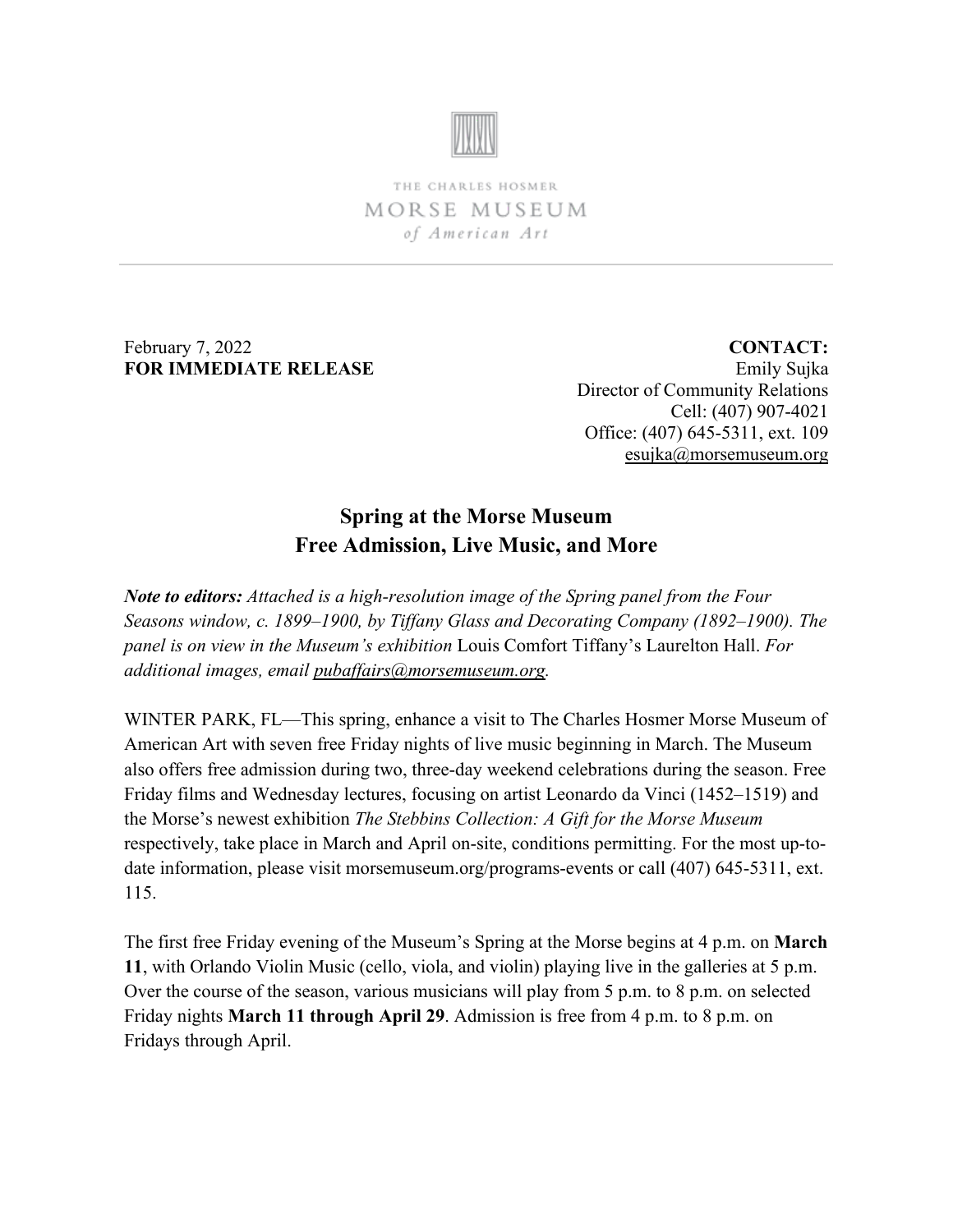THE CHARLES HOSMER
MORSE MUSEUM
*of American Art*

February 7, 2022
**FOR IMMEDIATE RELEASE**

**CONTACT:**
Emily Sujka
Director of Community Relations
Cell: (407) 907-4021
Office: (407) 645-5311, ext. 109
esujka@morsemuseum.org

# Spring at the Morse Museum
## Free Admission, Live Music, and More

***Note to editors:*** *Attached is a high-resolution image of the Spring panel from the Four Seasons window, c. 1899–1900, by Tiffany Glass and Decorating Company (1892–1900). The panel is on view in the Museum's exhibition* Louis Comfort Tiffany's Laurelton Hall. *For additional images, email pubaffairs@morsemuseum.org.*

WINTER PARK, FL—This spring, enhance a visit to The Charles Hosmer Morse Museum of American Art with seven free Friday nights of live music beginning in March. The Museum also offers free admission during two, three-day weekend celebrations during the season. Free Friday films and Wednesday lectures, focusing on artist Leonardo da Vinci (1452–1519) and the Morse's newest exhibition *The Stebbins Collection: A Gift for the Morse Museum* respectively, take place in March and April on-site, conditions permitting. For the most up-to-date information, please visit morsemuseum.org/programs-events or call (407) 645-5311, ext. 115.

The first free Friday evening of the Museum's Spring at the Morse begins at 4 p.m. on **March 11**, with Orlando Violin Music (cello, viola, and violin) playing live in the galleries at 5 p.m. Over the course of the season, various musicians will play from 5 p.m. to 8 p.m. on selected Friday nights **March 11 through April 29**. Admission is free from 4 p.m. to 8 p.m. on Fridays through April.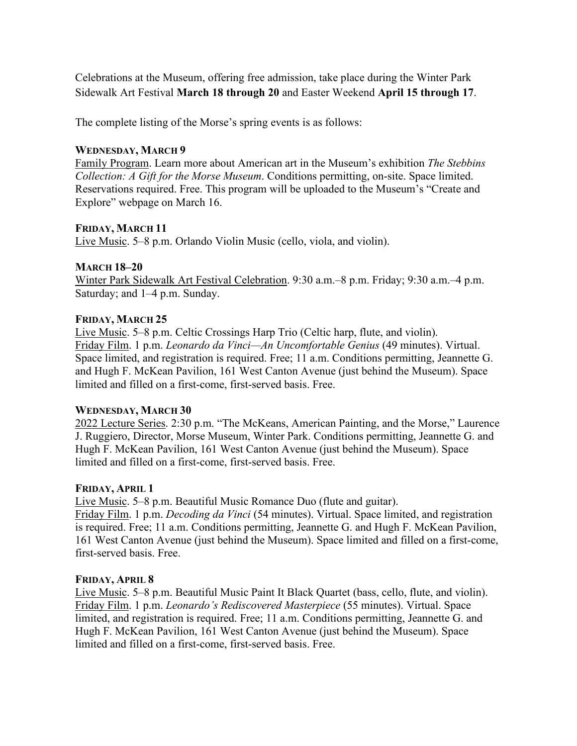Celebrations at the Museum, offering free admission, take place during the Winter Park Sidewalk Art Festival **March 18 through 20** and Easter Weekend **April 15 through 17**.

The complete listing of the Morse's spring events is as follows:

**WEDNESDAY, MARCH 9**
Family Program. Learn more about American art in the Museum's exhibition *The Stebbins Collection: A Gift for the Morse Museum*. Conditions permitting, on-site. Space limited. Reservations required. Free. This program will be uploaded to the Museum's "Create and Explore" webpage on March 16.

**FRIDAY, MARCH 11**
Live Music. 5–8 p.m. Orlando Violin Music (cello, viola, and violin).

**MARCH 18–20**
Winter Park Sidewalk Art Festival Celebration. 9:30 a.m.–8 p.m. Friday; 9:30 a.m.–4 p.m. Saturday; and 1–4 p.m. Sunday.

**FRIDAY, MARCH 25**
Live Music. 5–8 p.m. Celtic Crossings Harp Trio (Celtic harp, flute, and violin).
Friday Film. 1 p.m. *Leonardo da Vinci—An Uncomfortable Genius* (49 minutes). Virtual. Space limited, and registration is required. Free; 11 a.m. Conditions permitting, Jeannette G. and Hugh F. McKean Pavilion, 161 West Canton Avenue (just behind the Museum). Space limited and filled on a first-come, first-served basis. Free.

**WEDNESDAY, MARCH 30**
2022 Lecture Series. 2:30 p.m. "The McKeans, American Painting, and the Morse," Laurence J. Ruggiero, Director, Morse Museum, Winter Park. Conditions permitting, Jeannette G. and Hugh F. McKean Pavilion, 161 West Canton Avenue (just behind the Museum). Space limited and filled on a first-come, first-served basis. Free.

**FRIDAY, APRIL 1**
Live Music. 5–8 p.m. Beautiful Music Romance Duo (flute and guitar).
Friday Film. 1 p.m. *Decoding da Vinci* (54 minutes). Virtual. Space limited, and registration is required. Free; 11 a.m. Conditions permitting, Jeannette G. and Hugh F. McKean Pavilion, 161 West Canton Avenue (just behind the Museum). Space limited and filled on a first-come, first-served basis. Free.

**FRIDAY, APRIL 8**
Live Music. 5–8 p.m. Beautiful Music Paint It Black Quartet (bass, cello, flute, and violin).
Friday Film. 1 p.m. *Leonardo's Rediscovered Masterpiece* (55 minutes). Virtual. Space limited, and registration is required. Free; 11 a.m. Conditions permitting, Jeannette G. and Hugh F. McKean Pavilion, 161 West Canton Avenue (just behind the Museum). Space limited and filled on a first-come, first-served basis. Free.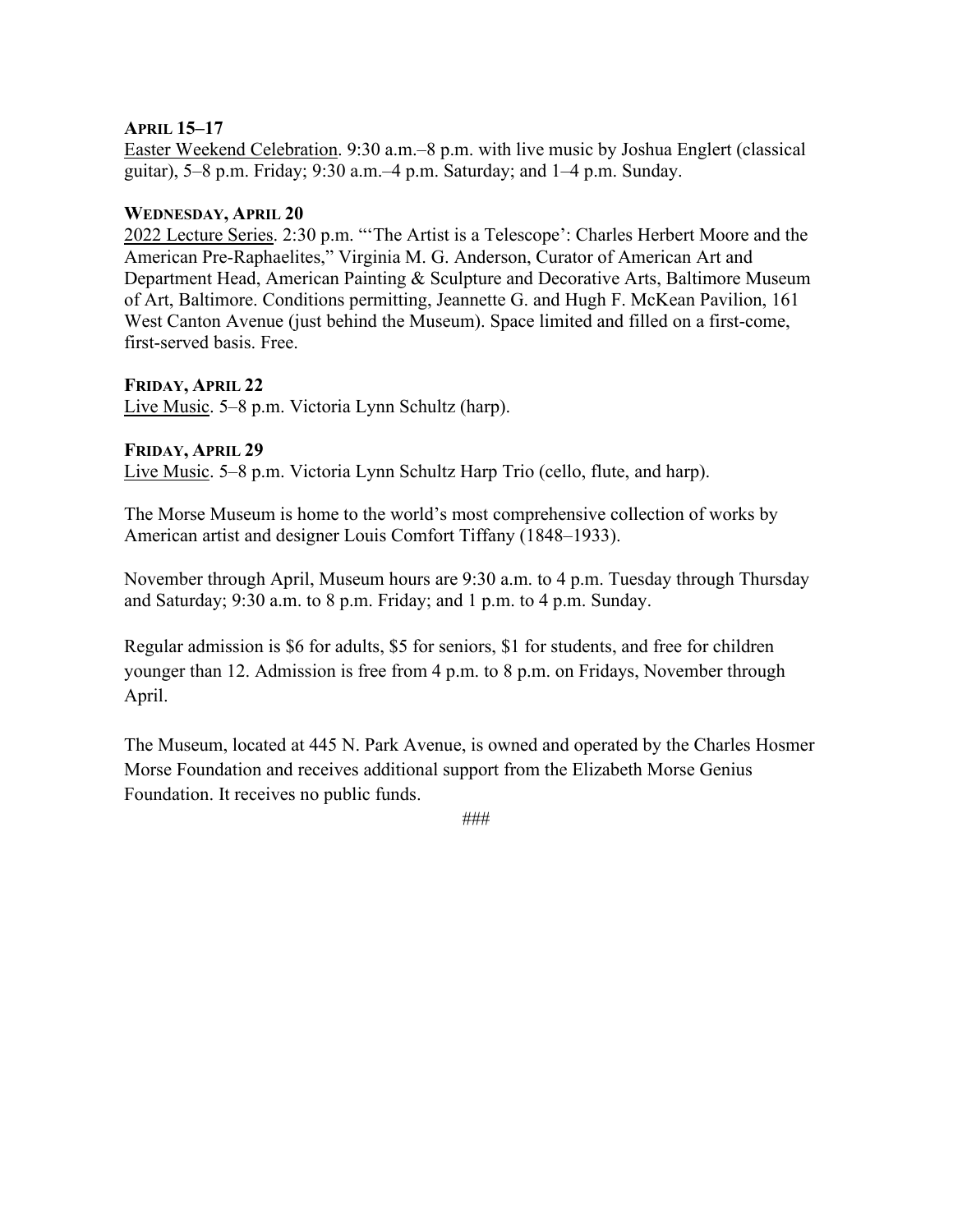**APRIL 15–17**

Easter Weekend Celebration. 9:30 a.m.–8 p.m. with live music by Joshua Englert (classical guitar), 5–8 p.m. Friday; 9:30 a.m.–4 p.m. Saturday; and 1–4 p.m. Sunday.

**WEDNESDAY, APRIL 20**

2022 Lecture Series. 2:30 p.m. "'The Artist is a Telescope': Charles Herbert Moore and the American Pre-Raphaelites," Virginia M. G. Anderson, Curator of American Art and Department Head, American Painting & Sculpture and Decorative Arts, Baltimore Museum of Art, Baltimore. Conditions permitting, Jeannette G. and Hugh F. McKean Pavilion, 161 West Canton Avenue (just behind the Museum). Space limited and filled on a first-come, first-served basis. Free.

**FRIDAY, APRIL 22**

Live Music. 5–8 p.m. Victoria Lynn Schultz (harp).

**FRIDAY, APRIL 29**

Live Music. 5–8 p.m. Victoria Lynn Schultz Harp Trio (cello, flute, and harp).

The Morse Museum is home to the world's most comprehensive collection of works by American artist and designer Louis Comfort Tiffany (1848–1933).

November through April, Museum hours are 9:30 a.m. to 4 p.m. Tuesday through Thursday and Saturday; 9:30 a.m. to 8 p.m. Friday; and 1 p.m. to 4 p.m. Sunday.

Regular admission is $6 for adults, $5 for seniors, $1 for students, and free for children younger than 12. Admission is free from 4 p.m. to 8 p.m. on Fridays, November through April.

The Museum, located at 445 N. Park Avenue, is owned and operated by the Charles Hosmer Morse Foundation and receives additional support from the Elizabeth Morse Genius Foundation. It receives no public funds.

###